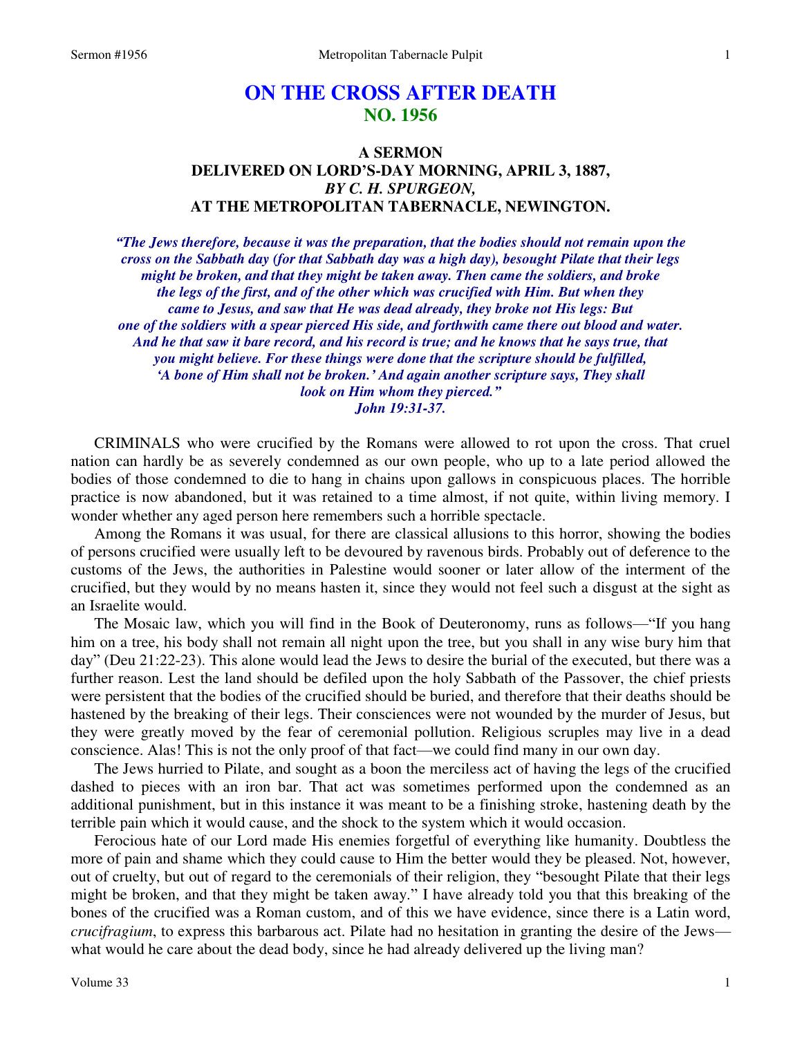# ON THE CROSS AFTER DEATH
## NO. 1956

### A SERMON
### DELIVERED ON LORD'S-DAY MORNING, APRIL 3, 1887,
### *BY C. H. SPURGEON,*
### AT THE METROPOLITAN TABERNACLE, NEWINGTON.

***"The Jews therefore, because it was the preparation, that the bodies should not remain upon the cross on the Sabbath day (for that Sabbath day was a high day), besought Pilate that their legs might be broken, and that they might be taken away. Then came the soldiers, and broke the legs of the first, and of the other which was crucified with Him. But when they came to Jesus, and saw that He was dead already, they broke not His legs: But one of the soldiers with a spear pierced His side, and forthwith came there out blood and water. And he that saw it bare record, and his record is true; and he knows that he says true, that you might believe. For these things were done that the scripture should be fulfilled, 'A bone of Him shall not be broken.' And again another scripture says, They shall look on Him whom they pierced."***
***John 19:31-37.***

CRIMINALS who were crucified by the Romans were allowed to rot upon the cross. That cruel nation can hardly be as severely condemned as our own people, who up to a late period allowed the bodies of those condemned to die to hang in chains upon gallows in conspicuous places. The horrible practice is now abandoned, but it was retained to a time almost, if not quite, within living memory. I wonder whether any aged person here remembers such a horrible spectacle.

Among the Romans it was usual, for there are classical allusions to this horror, showing the bodies of persons crucified were usually left to be devoured by ravenous birds. Probably out of deference to the customs of the Jews, the authorities in Palestine would sooner or later allow of the interment of the crucified, but they would by no means hasten it, since they would not feel such a disgust at the sight as an Israelite would.

The Mosaic law, which you will find in the Book of Deuteronomy, runs as follows—"If you hang him on a tree, his body shall not remain all night upon the tree, but you shall in any wise bury him that day" (Deu 21:22-23). This alone would lead the Jews to desire the burial of the executed, but there was a further reason. Lest the land should be defiled upon the holy Sabbath of the Passover, the chief priests were persistent that the bodies of the crucified should be buried, and therefore that their deaths should be hastened by the breaking of their legs. Their consciences were not wounded by the murder of Jesus, but they were greatly moved by the fear of ceremonial pollution. Religious scruples may live in a dead conscience. Alas! This is not the only proof of that fact—we could find many in our own day.

The Jews hurried to Pilate, and sought as a boon the merciless act of having the legs of the crucified dashed to pieces with an iron bar. That act was sometimes performed upon the condemned as an additional punishment, but in this instance it was meant to be a finishing stroke, hastening death by the terrible pain which it would cause, and the shock to the system which it would occasion.

Ferocious hate of our Lord made His enemies forgetful of everything like humanity. Doubtless the more of pain and shame which they could cause to Him the better would they be pleased. Not, however, out of cruelty, but out of regard to the ceremonials of their religion, they "besought Pilate that their legs might be broken, and that they might be taken away." I have already told you that this breaking of the bones of the crucified was a Roman custom, and of this we have evidence, since there is a Latin word, *crucifragium*, to express this barbarous act. Pilate had no hesitation in granting the desire of the Jews—what would he care about the dead body, since he had already delivered up the living man?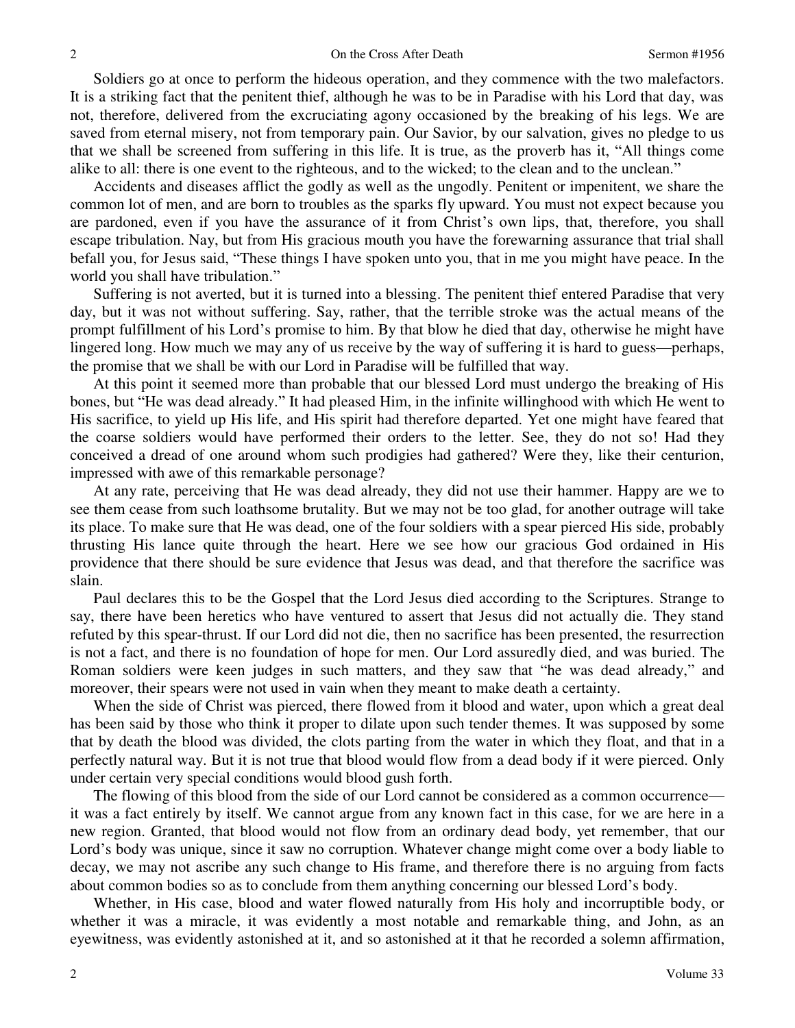Soldiers go at once to perform the hideous operation, and they commence with the two malefactors. It is a striking fact that the penitent thief, although he was to be in Paradise with his Lord that day, was not, therefore, delivered from the excruciating agony occasioned by the breaking of his legs. We are saved from eternal misery, not from temporary pain. Our Savior, by our salvation, gives no pledge to us that we shall be screened from suffering in this life. It is true, as the proverb has it, "All things come alike to all: there is one event to the righteous, and to the wicked; to the clean and to the unclean."

Accidents and diseases afflict the godly as well as the ungodly. Penitent or impenitent, we share the common lot of men, and are born to troubles as the sparks fly upward. You must not expect because you are pardoned, even if you have the assurance of it from Christ's own lips, that, therefore, you shall escape tribulation. Nay, but from His gracious mouth you have the forewarning assurance that trial shall befall you, for Jesus said, "These things I have spoken unto you, that in me you might have peace. In the world you shall have tribulation."

Suffering is not averted, but it is turned into a blessing. The penitent thief entered Paradise that very day, but it was not without suffering. Say, rather, that the terrible stroke was the actual means of the prompt fulfillment of his Lord's promise to him. By that blow he died that day, otherwise he might have lingered long. How much we may any of us receive by the way of suffering it is hard to guess—perhaps, the promise that we shall be with our Lord in Paradise will be fulfilled that way.

At this point it seemed more than probable that our blessed Lord must undergo the breaking of His bones, but "He was dead already." It had pleased Him, in the infinite willinghood with which He went to His sacrifice, to yield up His life, and His spirit had therefore departed. Yet one might have feared that the coarse soldiers would have performed their orders to the letter. See, they do not so! Had they conceived a dread of one around whom such prodigies had gathered? Were they, like their centurion, impressed with awe of this remarkable personage?

At any rate, perceiving that He was dead already, they did not use their hammer. Happy are we to see them cease from such loathsome brutality. But we may not be too glad, for another outrage will take its place. To make sure that He was dead, one of the four soldiers with a spear pierced His side, probably thrusting His lance quite through the heart. Here we see how our gracious God ordained in His providence that there should be sure evidence that Jesus was dead, and that therefore the sacrifice was slain.

Paul declares this to be the Gospel that the Lord Jesus died according to the Scriptures. Strange to say, there have been heretics who have ventured to assert that Jesus did not actually die. They stand refuted by this spear-thrust. If our Lord did not die, then no sacrifice has been presented, the resurrection is not a fact, and there is no foundation of hope for men. Our Lord assuredly died, and was buried. The Roman soldiers were keen judges in such matters, and they saw that "he was dead already," and moreover, their spears were not used in vain when they meant to make death a certainty.

When the side of Christ was pierced, there flowed from it blood and water, upon which a great deal has been said by those who think it proper to dilate upon such tender themes. It was supposed by some that by death the blood was divided, the clots parting from the water in which they float, and that in a perfectly natural way. But it is not true that blood would flow from a dead body if it were pierced. Only under certain very special conditions would blood gush forth.

The flowing of this blood from the side of our Lord cannot be considered as a common occurrence—it was a fact entirely by itself. We cannot argue from any known fact in this case, for we are here in a new region. Granted, that blood would not flow from an ordinary dead body, yet remember, that our Lord's body was unique, since it saw no corruption. Whatever change might come over a body liable to decay, we may not ascribe any such change to His frame, and therefore there is no arguing from facts about common bodies so as to conclude from them anything concerning our blessed Lord's body.

Whether, in His case, blood and water flowed naturally from His holy and incorruptible body, or whether it was a miracle, it was evidently a most notable and remarkable thing, and John, as an eyewitness, was evidently astonished at it, and so astonished at it that he recorded a solemn affirmation,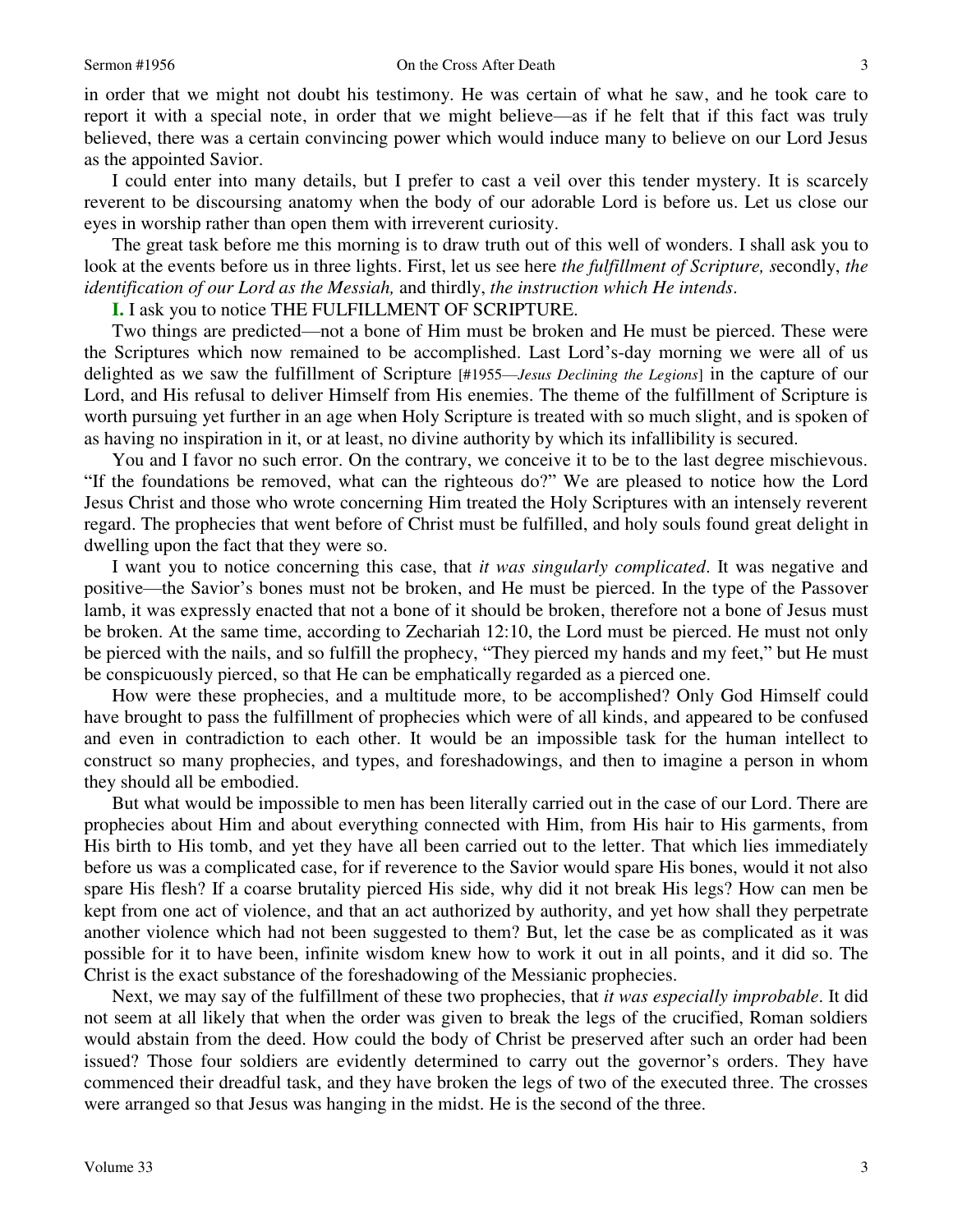in order that we might not doubt his testimony. He was certain of what he saw, and he took care to report it with a special note, in order that we might believe—as if he felt that if this fact was truly believed, there was a certain convincing power which would induce many to believe on our Lord Jesus as the appointed Savior.

I could enter into many details, but I prefer to cast a veil over this tender mystery. It is scarcely reverent to be discoursing anatomy when the body of our adorable Lord is before us. Let us close our eyes in worship rather than open them with irreverent curiosity.

The great task before me this morning is to draw truth out of this well of wonders. I shall ask you to look at the events before us in three lights. First, let us see here *the fulfillment of Scripture, s*econdly, *the identification of our Lord as the Messiah,* and thirdly, *the instruction which He intends*.

**I.** I ask you to notice THE FULFILLMENT OF SCRIPTURE.

Two things are predicted—not a bone of Him must be broken and He must be pierced. These were the Scriptures which now remained to be accomplished. Last Lord's-day morning we were all of us delighted as we saw the fulfillment of Scripture [#1955—*Jesus Declining the Legions*] in the capture of our Lord, and His refusal to deliver Himself from His enemies. The theme of the fulfillment of Scripture is worth pursuing yet further in an age when Holy Scripture is treated with so much slight, and is spoken of as having no inspiration in it, or at least, no divine authority by which its infallibility is secured.

You and I favor no such error. On the contrary, we conceive it to be to the last degree mischievous. "If the foundations be removed, what can the righteous do?" We are pleased to notice how the Lord Jesus Christ and those who wrote concerning Him treated the Holy Scriptures with an intensely reverent regard. The prophecies that went before of Christ must be fulfilled, and holy souls found great delight in dwelling upon the fact that they were so.

I want you to notice concerning this case, that *it was singularly complicated*. It was negative and positive—the Savior's bones must not be broken, and He must be pierced. In the type of the Passover lamb, it was expressly enacted that not a bone of it should be broken, therefore not a bone of Jesus must be broken. At the same time, according to Zechariah 12:10, the Lord must be pierced. He must not only be pierced with the nails, and so fulfill the prophecy, "They pierced my hands and my feet," but He must be conspicuously pierced, so that He can be emphatically regarded as a pierced one.

How were these prophecies, and a multitude more, to be accomplished? Only God Himself could have brought to pass the fulfillment of prophecies which were of all kinds, and appeared to be confused and even in contradiction to each other. It would be an impossible task for the human intellect to construct so many prophecies, and types, and foreshadowings, and then to imagine a person in whom they should all be embodied.

But what would be impossible to men has been literally carried out in the case of our Lord. There are prophecies about Him and about everything connected with Him, from His hair to His garments, from His birth to His tomb, and yet they have all been carried out to the letter. That which lies immediately before us was a complicated case, for if reverence to the Savior would spare His bones, would it not also spare His flesh? If a coarse brutality pierced His side, why did it not break His legs? How can men be kept from one act of violence, and that an act authorized by authority, and yet how shall they perpetrate another violence which had not been suggested to them? But, let the case be as complicated as it was possible for it to have been, infinite wisdom knew how to work it out in all points, and it did so. The Christ is the exact substance of the foreshadowing of the Messianic prophecies.

Next, we may say of the fulfillment of these two prophecies, that *it was especially improbable*. It did not seem at all likely that when the order was given to break the legs of the crucified, Roman soldiers would abstain from the deed. How could the body of Christ be preserved after such an order had been issued? Those four soldiers are evidently determined to carry out the governor's orders. They have commenced their dreadful task, and they have broken the legs of two of the executed three. The crosses were arranged so that Jesus was hanging in the midst. He is the second of the three.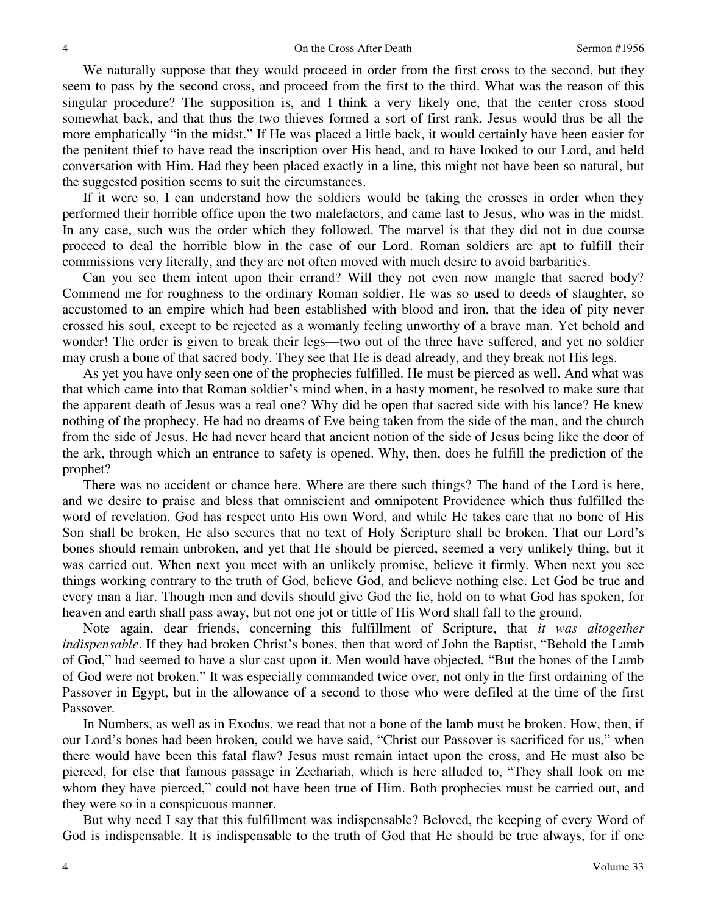We naturally suppose that they would proceed in order from the first cross to the second, but they seem to pass by the second cross, and proceed from the first to the third. What was the reason of this singular procedure? The supposition is, and I think a very likely one, that the center cross stood somewhat back, and that thus the two thieves formed a sort of first rank. Jesus would thus be all the more emphatically "in the midst." If He was placed a little back, it would certainly have been easier for the penitent thief to have read the inscription over His head, and to have looked to our Lord, and held conversation with Him. Had they been placed exactly in a line, this might not have been so natural, but the suggested position seems to suit the circumstances.

If it were so, I can understand how the soldiers would be taking the crosses in order when they performed their horrible office upon the two malefactors, and came last to Jesus, who was in the midst. In any case, such was the order which they followed. The marvel is that they did not in due course proceed to deal the horrible blow in the case of our Lord. Roman soldiers are apt to fulfill their commissions very literally, and they are not often moved with much desire to avoid barbarities.

Can you see them intent upon their errand? Will they not even now mangle that sacred body? Commend me for roughness to the ordinary Roman soldier. He was so used to deeds of slaughter, so accustomed to an empire which had been established with blood and iron, that the idea of pity never crossed his soul, except to be rejected as a womanly feeling unworthy of a brave man. Yet behold and wonder! The order is given to break their legs—two out of the three have suffered, and yet no soldier may crush a bone of that sacred body. They see that He is dead already, and they break not His legs.

As yet you have only seen one of the prophecies fulfilled. He must be pierced as well. And what was that which came into that Roman soldier's mind when, in a hasty moment, he resolved to make sure that the apparent death of Jesus was a real one? Why did he open that sacred side with his lance? He knew nothing of the prophecy. He had no dreams of Eve being taken from the side of the man, and the church from the side of Jesus. He had never heard that ancient notion of the side of Jesus being like the door of the ark, through which an entrance to safety is opened. Why, then, does he fulfill the prediction of the prophet?

There was no accident or chance here. Where are there such things? The hand of the Lord is here, and we desire to praise and bless that omniscient and omnipotent Providence which thus fulfilled the word of revelation. God has respect unto His own Word, and while He takes care that no bone of His Son shall be broken, He also secures that no text of Holy Scripture shall be broken. That our Lord's bones should remain unbroken, and yet that He should be pierced, seemed a very unlikely thing, but it was carried out. When next you meet with an unlikely promise, believe it firmly. When next you see things working contrary to the truth of God, believe God, and believe nothing else. Let God be true and every man a liar. Though men and devils should give God the lie, hold on to what God has spoken, for heaven and earth shall pass away, but not one jot or tittle of His Word shall fall to the ground.

Note again, dear friends, concerning this fulfillment of Scripture, that *it was altogether indispensable*. If they had broken Christ's bones, then that word of John the Baptist, "Behold the Lamb of God," had seemed to have a slur cast upon it. Men would have objected, "But the bones of the Lamb of God were not broken." It was especially commanded twice over, not only in the first ordaining of the Passover in Egypt, but in the allowance of a second to those who were defiled at the time of the first Passover.

In Numbers, as well as in Exodus, we read that not a bone of the lamb must be broken. How, then, if our Lord's bones had been broken, could we have said, "Christ our Passover is sacrificed for us," when there would have been this fatal flaw? Jesus must remain intact upon the cross, and He must also be pierced, for else that famous passage in Zechariah, which is here alluded to, "They shall look on me whom they have pierced," could not have been true of Him. Both prophecies must be carried out, and they were so in a conspicuous manner.

But why need I say that this fulfillment was indispensable? Beloved, the keeping of every Word of God is indispensable. It is indispensable to the truth of God that He should be true always, for if one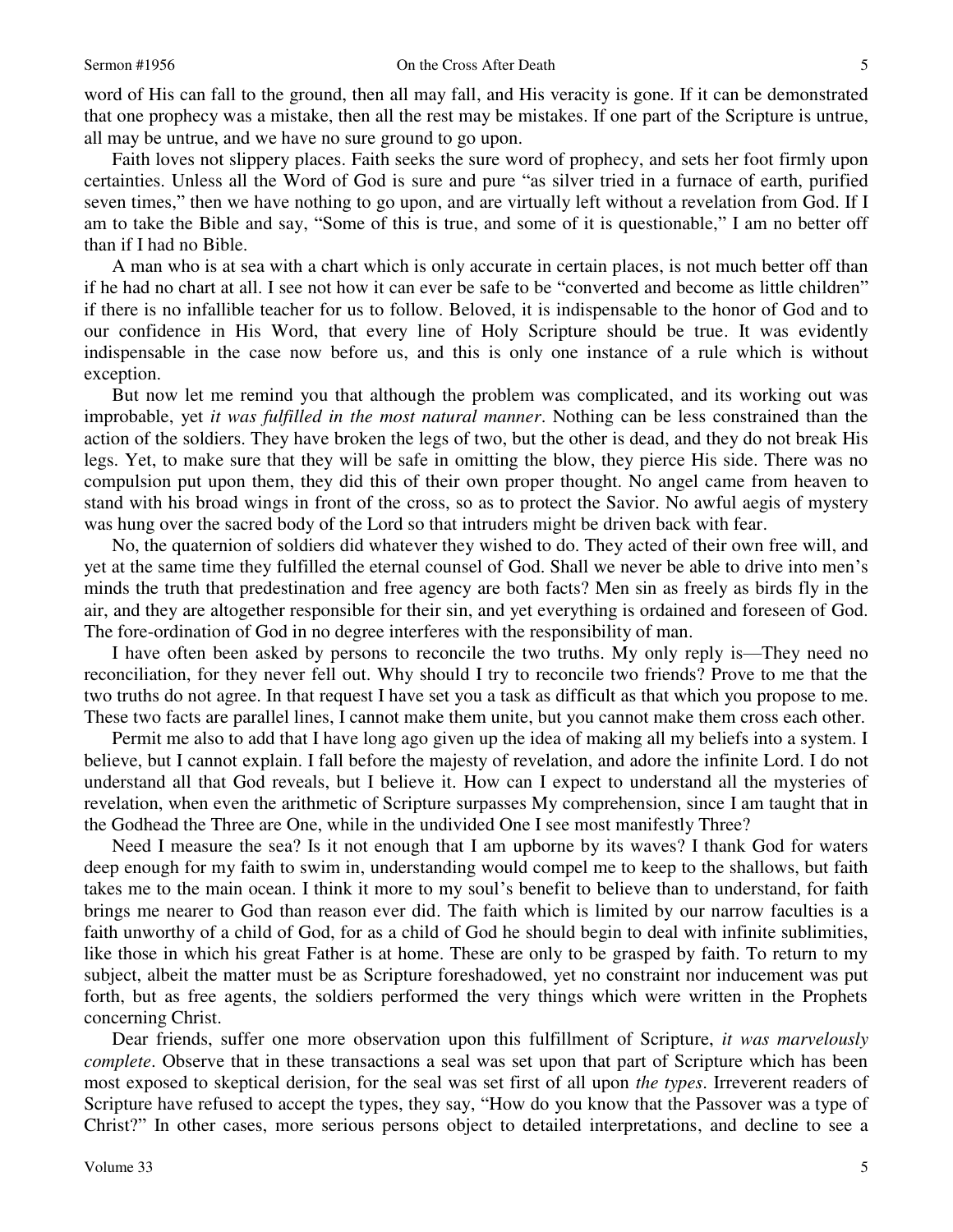word of His can fall to the ground, then all may fall, and His veracity is gone. If it can be demonstrated that one prophecy was a mistake, then all the rest may be mistakes. If one part of the Scripture is untrue, all may be untrue, and we have no sure ground to go upon.

Faith loves not slippery places. Faith seeks the sure word of prophecy, and sets her foot firmly upon certainties. Unless all the Word of God is sure and pure "as silver tried in a furnace of earth, purified seven times," then we have nothing to go upon, and are virtually left without a revelation from God. If I am to take the Bible and say, "Some of this is true, and some of it is questionable," I am no better off than if I had no Bible.

A man who is at sea with a chart which is only accurate in certain places, is not much better off than if he had no chart at all. I see not how it can ever be safe to be "converted and become as little children" if there is no infallible teacher for us to follow. Beloved, it is indispensable to the honor of God and to our confidence in His Word, that every line of Holy Scripture should be true. It was evidently indispensable in the case now before us, and this is only one instance of a rule which is without exception.

But now let me remind you that although the problem was complicated, and its working out was improbable, yet *it was fulfilled in the most natural manner*. Nothing can be less constrained than the action of the soldiers. They have broken the legs of two, but the other is dead, and they do not break His legs. Yet, to make sure that they will be safe in omitting the blow, they pierce His side. There was no compulsion put upon them, they did this of their own proper thought. No angel came from heaven to stand with his broad wings in front of the cross, so as to protect the Savior. No awful aegis of mystery was hung over the sacred body of the Lord so that intruders might be driven back with fear.

No, the quaternion of soldiers did whatever they wished to do. They acted of their own free will, and yet at the same time they fulfilled the eternal counsel of God. Shall we never be able to drive into men's minds the truth that predestination and free agency are both facts? Men sin as freely as birds fly in the air, and they are altogether responsible for their sin, and yet everything is ordained and foreseen of God. The fore-ordination of God in no degree interferes with the responsibility of man.

I have often been asked by persons to reconcile the two truths. My only reply is—They need no reconciliation, for they never fell out. Why should I try to reconcile two friends? Prove to me that the two truths do not agree. In that request I have set you a task as difficult as that which you propose to me. These two facts are parallel lines, I cannot make them unite, but you cannot make them cross each other.

Permit me also to add that I have long ago given up the idea of making all my beliefs into a system. I believe, but I cannot explain. I fall before the majesty of revelation, and adore the infinite Lord. I do not understand all that God reveals, but I believe it. How can I expect to understand all the mysteries of revelation, when even the arithmetic of Scripture surpasses My comprehension, since I am taught that in the Godhead the Three are One, while in the undivided One I see most manifestly Three?

Need I measure the sea? Is it not enough that I am upborne by its waves? I thank God for waters deep enough for my faith to swim in, understanding would compel me to keep to the shallows, but faith takes me to the main ocean. I think it more to my soul's benefit to believe than to understand, for faith brings me nearer to God than reason ever did. The faith which is limited by our narrow faculties is a faith unworthy of a child of God, for as a child of God he should begin to deal with infinite sublimities, like those in which his great Father is at home. These are only to be grasped by faith. To return to my subject, albeit the matter must be as Scripture foreshadowed, yet no constraint nor inducement was put forth, but as free agents, the soldiers performed the very things which were written in the Prophets concerning Christ.

Dear friends, suffer one more observation upon this fulfillment of Scripture, *it was marvelously complete*. Observe that in these transactions a seal was set upon that part of Scripture which has been most exposed to skeptical derision, for the seal was set first of all upon *the types*. Irreverent readers of Scripture have refused to accept the types, they say, "How do you know that the Passover was a type of Christ?" In other cases, more serious persons object to detailed interpretations, and decline to see a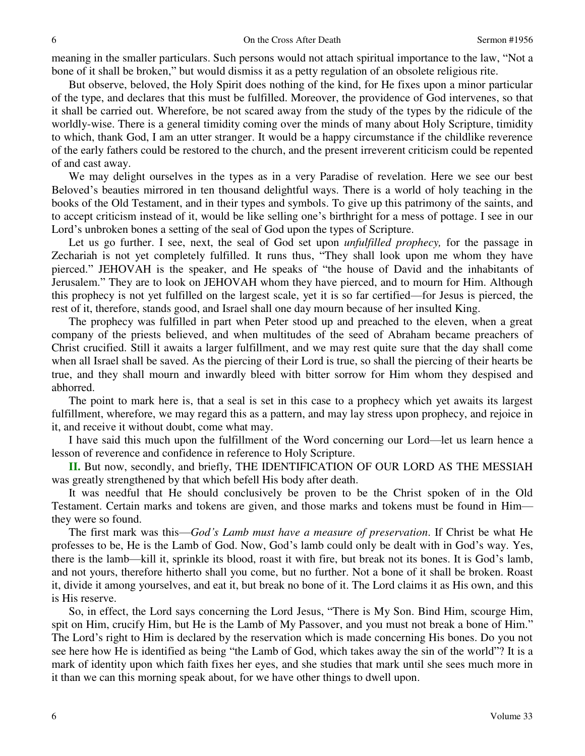meaning in the smaller particulars. Such persons would not attach spiritual importance to the law, "Not a bone of it shall be broken," but would dismiss it as a petty regulation of an obsolete religious rite.

But observe, beloved, the Holy Spirit does nothing of the kind, for He fixes upon a minor particular of the type, and declares that this must be fulfilled. Moreover, the providence of God intervenes, so that it shall be carried out. Wherefore, be not scared away from the study of the types by the ridicule of the worldly-wise. There is a general timidity coming over the minds of many about Holy Scripture, timidity to which, thank God, I am an utter stranger. It would be a happy circumstance if the childlike reverence of the early fathers could be restored to the church, and the present irreverent criticism could be repented of and cast away.

We may delight ourselves in the types as in a very Paradise of revelation. Here we see our best Beloved's beauties mirrored in ten thousand delightful ways. There is a world of holy teaching in the books of the Old Testament, and in their types and symbols. To give up this patrimony of the saints, and to accept criticism instead of it, would be like selling one's birthright for a mess of pottage. I see in our Lord's unbroken bones a setting of the seal of God upon the types of Scripture.

Let us go further. I see, next, the seal of God set upon *unfulfilled prophecy,* for the passage in Zechariah is not yet completely fulfilled. It runs thus, "They shall look upon me whom they have pierced." JEHOVAH is the speaker, and He speaks of "the house of David and the inhabitants of Jerusalem." They are to look on JEHOVAH whom they have pierced, and to mourn for Him. Although this prophecy is not yet fulfilled on the largest scale, yet it is so far certified—for Jesus is pierced, the rest of it, therefore, stands good, and Israel shall one day mourn because of her insulted King.

The prophecy was fulfilled in part when Peter stood up and preached to the eleven, when a great company of the priests believed, and when multitudes of the seed of Abraham became preachers of Christ crucified. Still it awaits a larger fulfillment, and we may rest quite sure that the day shall come when all Israel shall be saved. As the piercing of their Lord is true, so shall the piercing of their hearts be true, and they shall mourn and inwardly bleed with bitter sorrow for Him whom they despised and abhorred.

The point to mark here is, that a seal is set in this case to a prophecy which yet awaits its largest fulfillment, wherefore, we may regard this as a pattern, and may lay stress upon prophecy, and rejoice in it, and receive it without doubt, come what may.

I have said this much upon the fulfillment of the Word concerning our Lord—let us learn hence a lesson of reverence and confidence in reference to Holy Scripture.

**II.** But now, secondly, and briefly, THE IDENTIFICATION OF OUR LORD AS THE MESSIAH was greatly strengthened by that which befell His body after death.

It was needful that He should conclusively be proven to be the Christ spoken of in the Old Testament. Certain marks and tokens are given, and those marks and tokens must be found in Him—they were so found.

The first mark was this—*God's Lamb must have a measure of preservation*. If Christ be what He professes to be, He is the Lamb of God. Now, God's lamb could only be dealt with in God's way. Yes, there is the lamb—kill it, sprinkle its blood, roast it with fire, but break not its bones. It is God's lamb, and not yours, therefore hitherto shall you come, but no further. Not a bone of it shall be broken. Roast it, divide it among yourselves, and eat it, but break no bone of it. The Lord claims it as His own, and this is His reserve.

So, in effect, the Lord says concerning the Lord Jesus, "There is My Son. Bind Him, scourge Him, spit on Him, crucify Him, but He is the Lamb of My Passover, and you must not break a bone of Him." The Lord's right to Him is declared by the reservation which is made concerning His bones. Do you not see here how He is identified as being "the Lamb of God, which takes away the sin of the world"? It is a mark of identity upon which faith fixes her eyes, and she studies that mark until she sees much more in it than we can this morning speak about, for we have other things to dwell upon.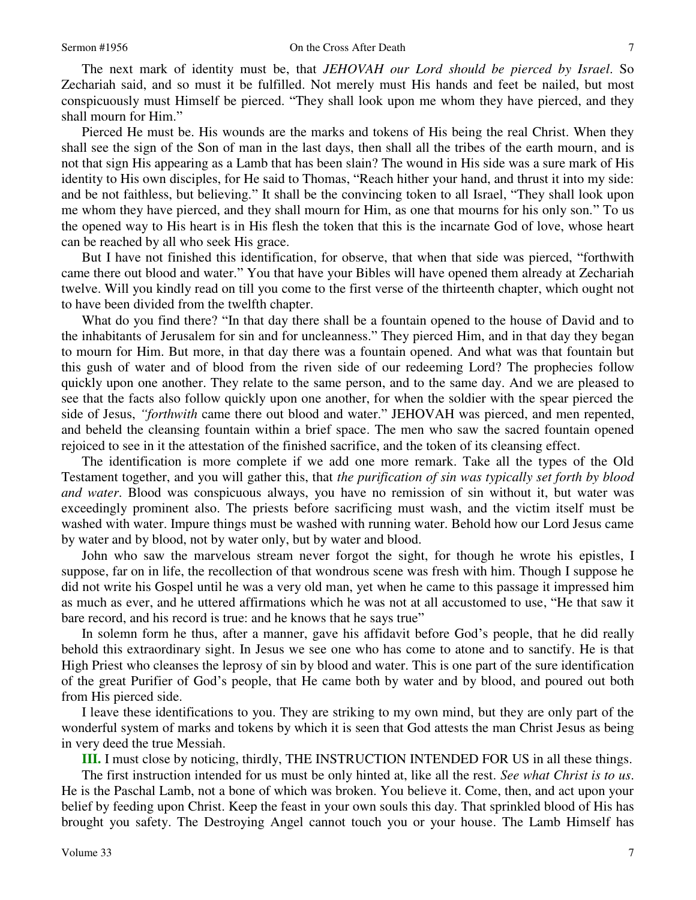The next mark of identity must be, that *JEHOVAH our Lord should be pierced by Israel*. So Zechariah said, and so must it be fulfilled. Not merely must His hands and feet be nailed, but most conspicuously must Himself be pierced. "They shall look upon me whom they have pierced, and they shall mourn for Him."

Pierced He must be. His wounds are the marks and tokens of His being the real Christ. When they shall see the sign of the Son of man in the last days, then shall all the tribes of the earth mourn, and is not that sign His appearing as a Lamb that has been slain? The wound in His side was a sure mark of His identity to His own disciples, for He said to Thomas, "Reach hither your hand, and thrust it into my side: and be not faithless, but believing." It shall be the convincing token to all Israel, "They shall look upon me whom they have pierced, and they shall mourn for Him, as one that mourns for his only son." To us the opened way to His heart is in His flesh the token that this is the incarnate God of love, whose heart can be reached by all who seek His grace.

But I have not finished this identification, for observe, that when that side was pierced, "forthwith came there out blood and water." You that have your Bibles will have opened them already at Zechariah twelve. Will you kindly read on till you come to the first verse of the thirteenth chapter, which ought not to have been divided from the twelfth chapter.

What do you find there? "In that day there shall be a fountain opened to the house of David and to the inhabitants of Jerusalem for sin and for uncleanness." They pierced Him, and in that day they began to mourn for Him. But more, in that day there was a fountain opened. And what was that fountain but this gush of water and of blood from the riven side of our redeeming Lord? The prophecies follow quickly upon one another. They relate to the same person, and to the same day. And we are pleased to see that the facts also follow quickly upon one another, for when the soldier with the spear pierced the side of Jesus, *"forthwith* came there out blood and water." JEHOVAH was pierced, and men repented, and beheld the cleansing fountain within a brief space. The men who saw the sacred fountain opened rejoiced to see in it the attestation of the finished sacrifice, and the token of its cleansing effect.

The identification is more complete if we add one more remark. Take all the types of the Old Testament together, and you will gather this, that *the purification of sin was typically set forth by blood and water*. Blood was conspicuous always, you have no remission of sin without it, but water was exceedingly prominent also. The priests before sacrificing must wash, and the victim itself must be washed with water. Impure things must be washed with running water. Behold how our Lord Jesus came by water and by blood, not by water only, but by water and blood.

John who saw the marvelous stream never forgot the sight, for though he wrote his epistles, I suppose, far on in life, the recollection of that wondrous scene was fresh with him. Though I suppose he did not write his Gospel until he was a very old man, yet when he came to this passage it impressed him as much as ever, and he uttered affirmations which he was not at all accustomed to use, "He that saw it bare record, and his record is true: and he knows that he says true"

In solemn form he thus, after a manner, gave his affidavit before God's people, that he did really behold this extraordinary sight. In Jesus we see one who has come to atone and to sanctify. He is that High Priest who cleanses the leprosy of sin by blood and water. This is one part of the sure identification of the great Purifier of God's people, that He came both by water and by blood, and poured out both from His pierced side.

I leave these identifications to you. They are striking to my own mind, but they are only part of the wonderful system of marks and tokens by which it is seen that God attests the man Christ Jesus as being in very deed the true Messiah.

**III.** I must close by noticing, thirdly, THE INSTRUCTION INTENDED FOR US in all these things.

The first instruction intended for us must be only hinted at, like all the rest. *See what Christ is to us*. He is the Paschal Lamb, not a bone of which was broken. You believe it. Come, then, and act upon your belief by feeding upon Christ. Keep the feast in your own souls this day. That sprinkled blood of His has brought you safety. The Destroying Angel cannot touch you or your house. The Lamb Himself has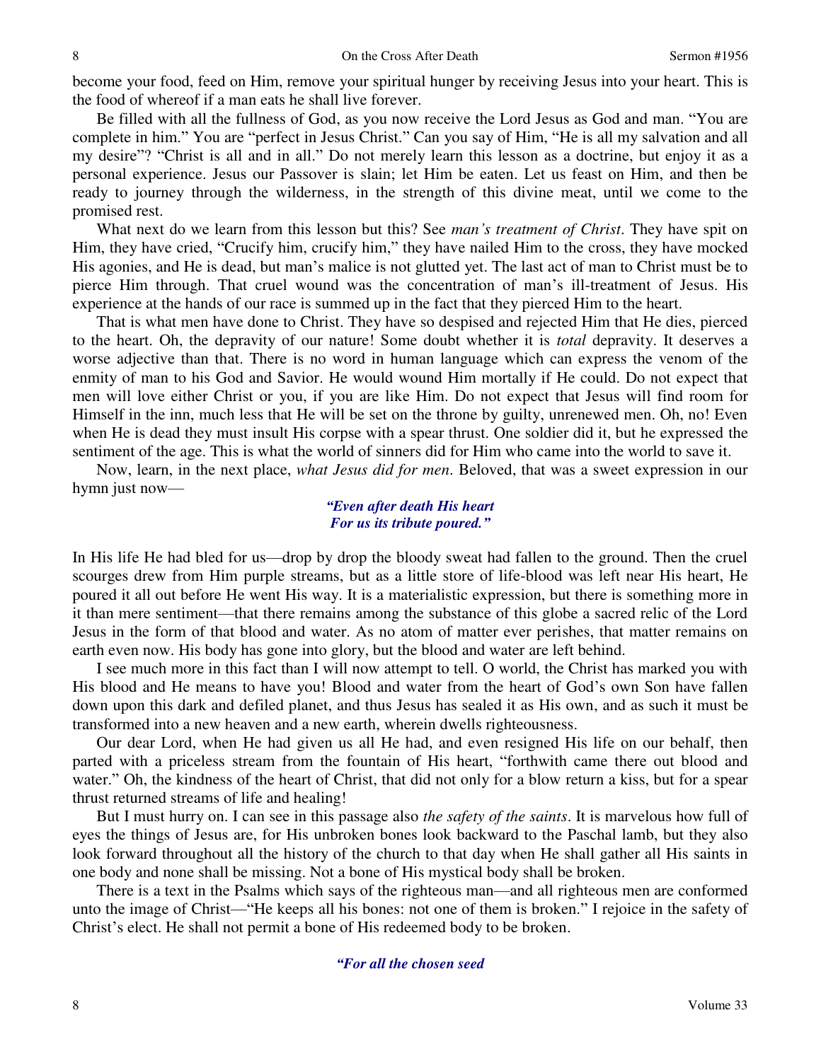become your food, feed on Him, remove your spiritual hunger by receiving Jesus into your heart. This is the food of whereof if a man eats he shall live forever.

Be filled with all the fullness of God, as you now receive the Lord Jesus as God and man. "You are complete in him." You are "perfect in Jesus Christ." Can you say of Him, "He is all my salvation and all my desire"? "Christ is all and in all." Do not merely learn this lesson as a doctrine, but enjoy it as a personal experience. Jesus our Passover is slain; let Him be eaten. Let us feast on Him, and then be ready to journey through the wilderness, in the strength of this divine meat, until we come to the promised rest.

What next do we learn from this lesson but this? See *man's treatment of Christ*. They have spit on Him, they have cried, "Crucify him, crucify him," they have nailed Him to the cross, they have mocked His agonies, and He is dead, but man's malice is not glutted yet. The last act of man to Christ must be to pierce Him through. That cruel wound was the concentration of man's ill-treatment of Jesus. His experience at the hands of our race is summed up in the fact that they pierced Him to the heart.

That is what men have done to Christ. They have so despised and rejected Him that He dies, pierced to the heart. Oh, the depravity of our nature! Some doubt whether it is *total* depravity. It deserves a worse adjective than that. There is no word in human language which can express the venom of the enmity of man to his God and Savior. He would wound Him mortally if He could. Do not expect that men will love either Christ or you, if you are like Him. Do not expect that Jesus will find room for Himself in the inn, much less that He will be set on the throne by guilty, unrenewed men. Oh, no! Even when He is dead they must insult His corpse with a spear thrust. One soldier did it, but he expressed the sentiment of the age. This is what the world of sinners did for Him who came into the world to save it.

Now, learn, in the next place, *what Jesus did for men*. Beloved, that was a sweet expression in our hymn just now—

*"Even after death His heart*
*For us its tribute poured."*

In His life He had bled for us—drop by drop the bloody sweat had fallen to the ground. Then the cruel scourges drew from Him purple streams, but as a little store of life-blood was left near His heart, He poured it all out before He went His way. It is a materialistic expression, but there is something more in it than mere sentiment—that there remains among the substance of this globe a sacred relic of the Lord Jesus in the form of that blood and water. As no atom of matter ever perishes, that matter remains on earth even now. His body has gone into glory, but the blood and water are left behind.

I see much more in this fact than I will now attempt to tell. O world, the Christ has marked you with His blood and He means to have you! Blood and water from the heart of God's own Son have fallen down upon this dark and defiled planet, and thus Jesus has sealed it as His own, and as such it must be transformed into a new heaven and a new earth, wherein dwells righteousness.

Our dear Lord, when He had given us all He had, and even resigned His life on our behalf, then parted with a priceless stream from the fountain of His heart, "forthwith came there out blood and water." Oh, the kindness of the heart of Christ, that did not only for a blow return a kiss, but for a spear thrust returned streams of life and healing!

But I must hurry on. I can see in this passage also *the safety of the saints*. It is marvelous how full of eyes the things of Jesus are, for His unbroken bones look backward to the Paschal lamb, but they also look forward throughout all the history of the church to that day when He shall gather all His saints in one body and none shall be missing. Not a bone of His mystical body shall be broken.

There is a text in the Psalms which says of the righteous man—and all righteous men are conformed unto the image of Christ—"He keeps all his bones: not one of them is broken." I rejoice in the safety of Christ's elect. He shall not permit a bone of His redeemed body to be broken.

*"For all the chosen seed*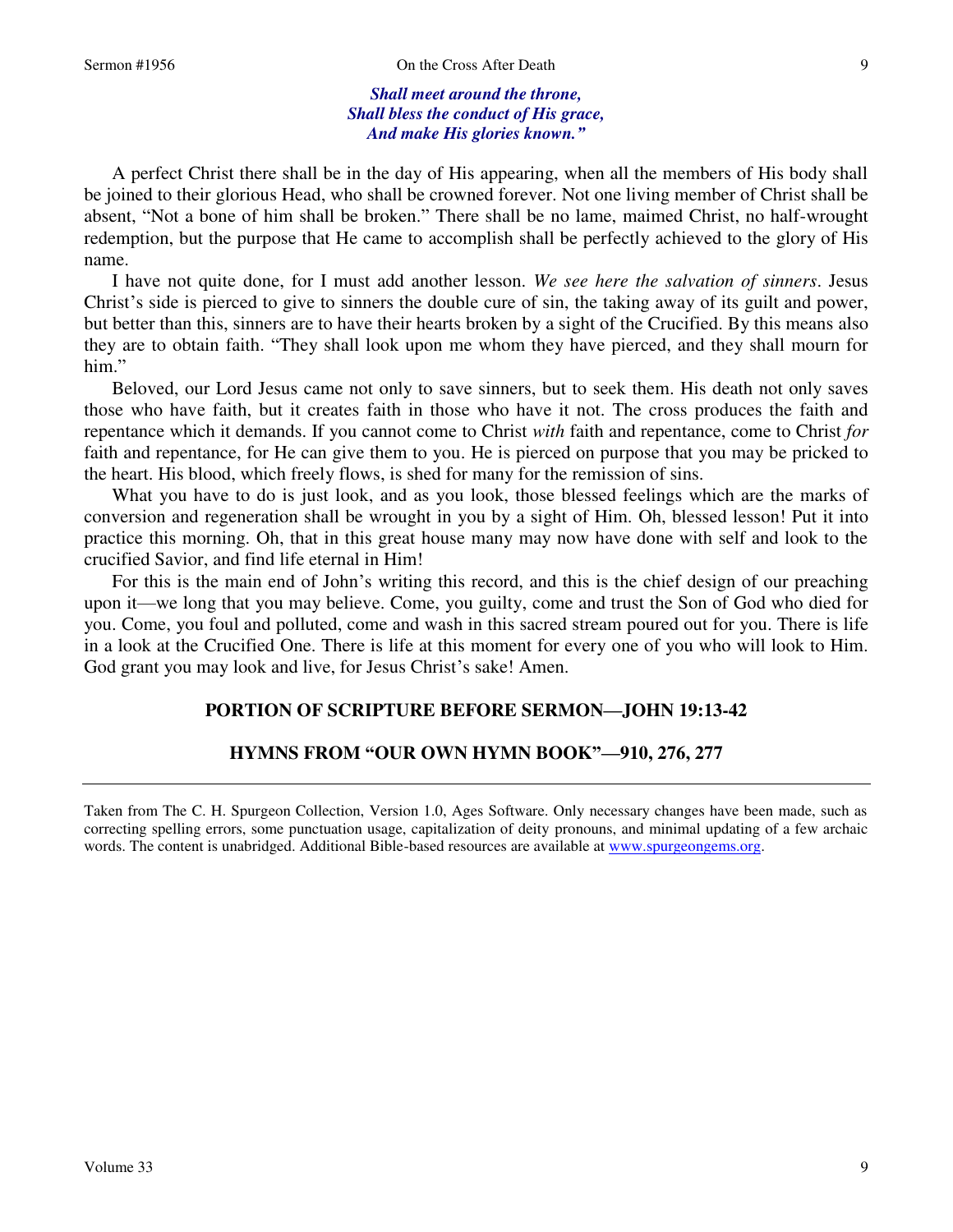***Shall meet around the throne,***
***Shall bless the conduct of His grace,***
***And make His glories known."***

A perfect Christ there shall be in the day of His appearing, when all the members of His body shall be joined to their glorious Head, who shall be crowned forever. Not one living member of Christ shall be absent, "Not a bone of him shall be broken." There shall be no lame, maimed Christ, no half-wrought redemption, but the purpose that He came to accomplish shall be perfectly achieved to the glory of His name.

I have not quite done, for I must add another lesson. *We see here the salvation of sinners*. Jesus Christ's side is pierced to give to sinners the double cure of sin, the taking away of its guilt and power, but better than this, sinners are to have their hearts broken by a sight of the Crucified. By this means also they are to obtain faith. "They shall look upon me whom they have pierced, and they shall mourn for him."

Beloved, our Lord Jesus came not only to save sinners, but to seek them. His death not only saves those who have faith, but it creates faith in those who have it not. The cross produces the faith and repentance which it demands. If you cannot come to Christ *with* faith and repentance, come to Christ *for* faith and repentance, for He can give them to you. He is pierced on purpose that you may be pricked to the heart. His blood, which freely flows, is shed for many for the remission of sins.

What you have to do is just look, and as you look, those blessed feelings which are the marks of conversion and regeneration shall be wrought in you by a sight of Him. Oh, blessed lesson! Put it into practice this morning. Oh, that in this great house many may now have done with self and look to the crucified Savior, and find life eternal in Him!

For this is the main end of John's writing this record, and this is the chief design of our preaching upon it—we long that you may believe. Come, you guilty, come and trust the Son of God who died for you. Come, you foul and polluted, come and wash in this sacred stream poured out for you. There is life in a look at the Crucified One. There is life at this moment for every one of you who will look to Him. God grant you may look and live, for Jesus Christ's sake! Amen.

**PORTION OF SCRIPTURE BEFORE SERMON—JOHN 19:13-42**

**HYMNS FROM "OUR OWN HYMN BOOK"—910, 276, 277**

---

Taken from The C. H. Spurgeon Collection, Version 1.0, Ages Software. Only necessary changes have been made, such as correcting spelling errors, some punctuation usage, capitalization of deity pronouns, and minimal updating of a few archaic words. The content is unabridged. Additional Bible-based resources are available at www.spurgeongems.org.